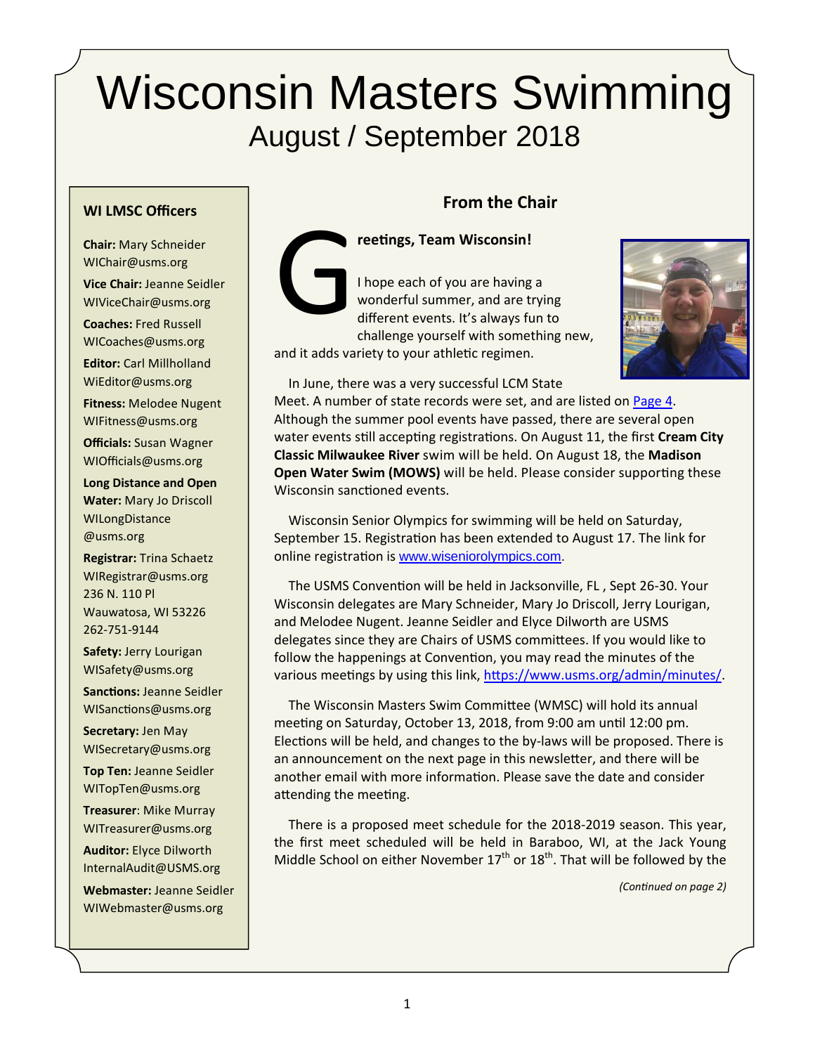# Wisconsin Masters Swimming

## August / September 2018

### WI LMSC Officers

**Chair:** Mary Schneider
WIChair@usms.org

**Vice Chair:** Jeanne Seidler
WIViceChair@usms.org

**Coaches:** Fred Russell
WICoaches@usms.org

**Editor:** Carl Millholland
WiEditor@usms.org

**Fitness:** Melodee Nugent
WIFitness@usms.org

**Officials:** Susan Wagner
WIOfficials@usms.org

**Long Distance and Open Water:** Mary Jo Driscoll
WILongDistance@usms.org

**Registrar:** Trina Schaetz
WIRegistrar@usms.org
236 N. 110 Pl
Wauwatosa, WI 53226
262-751-9144

**Safety:** Jerry Lourigan
WISafety@usms.org

**Sanctions:** Jeanne Seidler
WISanctions@usms.org

**Secretary:** Jen May
WISecretary@usms.org

**Top Ten:** Jeanne Seidler
WITopTen@usms.org

**Treasurer**: Mike Murray
WITreasurer@usms.org

**Auditor:** Elyce Dilworth
InternalAudit@USMS.org

**Webmaster:** Jeanne Seidler
WIWebmaster@usms.org

### From the Chair

**Greetings, Team Wisconsin!**

I hope each of you are having a wonderful summer, and are trying different events. It's always fun to challenge yourself with something new, and it adds variety to your athletic regimen.

In June, there was a very successful LCM State Meet. A number of state records were set, and are listed on Page 4. Although the summer pool events have passed, there are several open water events still accepting registrations. On August 11, the first **Cream City Classic Milwaukee River** swim will be held. On August 18, the **Madison Open Water Swim (MOWS)** will be held. Please consider supporting these Wisconsin sanctioned events.

Wisconsin Senior Olympics for swimming will be held on Saturday, September 15. Registration has been extended to August 17. The link for online registration is www.wiseniorolympics.com.

The USMS Convention will be held in Jacksonville, FL , Sept 26-30. Your Wisconsin delegates are Mary Schneider, Mary Jo Driscoll, Jerry Lourigan, and Melodee Nugent. Jeanne Seidler and Elyce Dilworth are USMS delegates since they are Chairs of USMS committees. If you would like to follow the happenings at Convention, you may read the minutes of the various meetings by using this link, https://www.usms.org/admin/minutes/.

The Wisconsin Masters Swim Committee (WMSC) will hold its annual meeting on Saturday, October 13, 2018, from 9:00 am until 12:00 pm. Elections will be held, and changes to the by-laws will be proposed. There is an announcement on the next page in this newsletter, and there will be another email with more information. Please save the date and consider attending the meeting.

There is a proposed meet schedule for the 2018-2019 season. This year, the first meet scheduled will be held in Baraboo, WI, at the Jack Young Middle School on either November 17th or 18th. That will be followed by the

*(Continued on page 2)*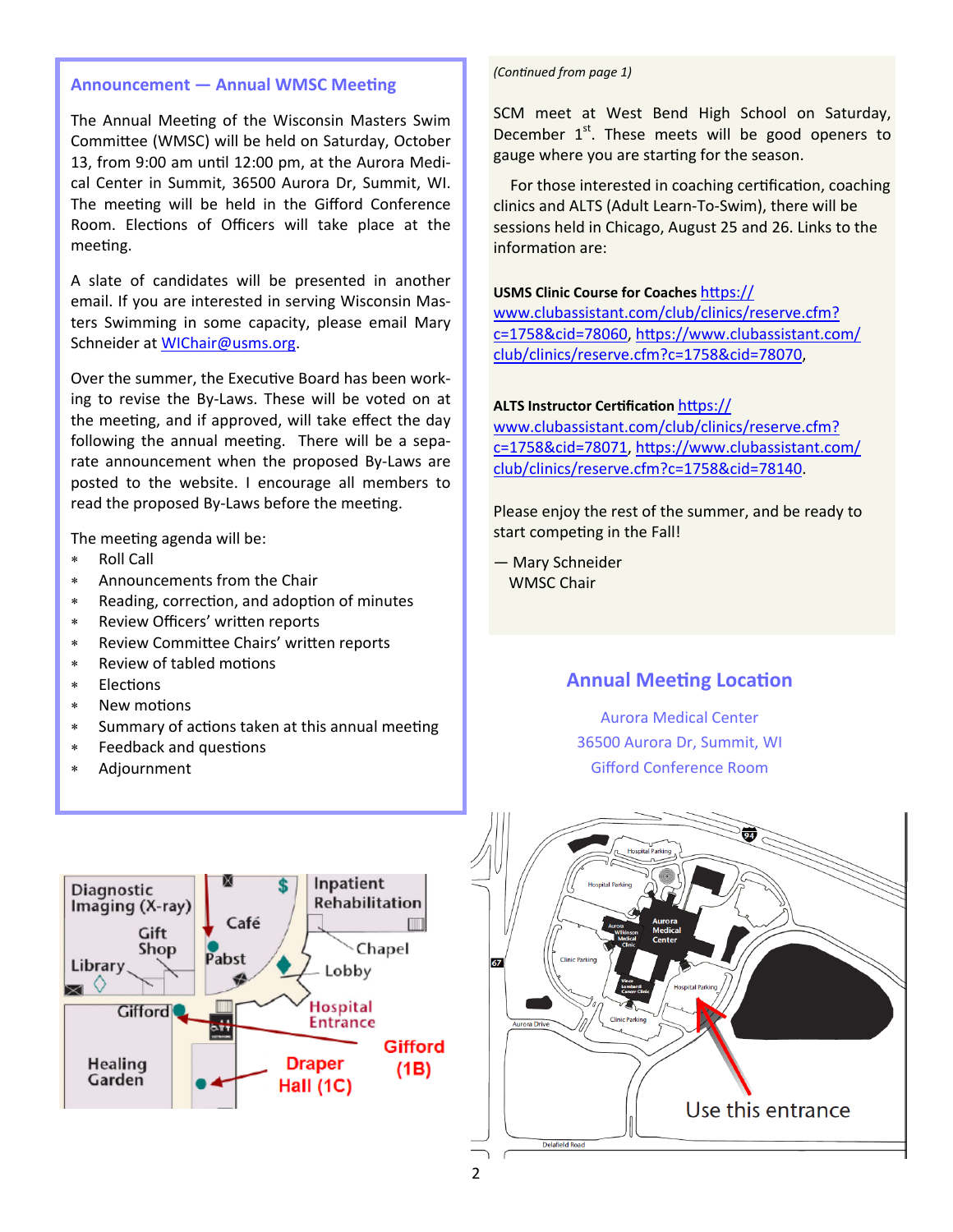## Announcement — Annual WMSC Meeting

The Annual Meeting of the Wisconsin Masters Swim Committee (WMSC) will be held on Saturday, October 13, from 9:00 am until 12:00 pm, at the Aurora Medical Center in Summit, 36500 Aurora Dr, Summit, WI. The meeting will be held in the Gifford Conference Room. Elections of Officers will take place at the meeting.

A slate of candidates will be presented in another email. If you are interested in serving Wisconsin Masters Swimming in some capacity, please email Mary Schneider at [WIChair@usms.org](mailto:WIChair@usms.org).

Over the summer, the Executive Board has been working to revise the By-Laws. These will be voted on at the meeting, and if approved, will take effect the day following the annual meeting. There will be a separate announcement when the proposed By-Laws are posted to the website. I encourage all members to read the proposed By-Laws before the meeting.

The meeting agenda will be:

- Roll Call
- Announcements from the Chair
- Reading, correction, and adoption of minutes
- Review Officers' written reports
- Review Committee Chairs' written reports
- Review of tabled motions
- Elections
- New motions
- Summary of actions taken at this annual meeting
- Feedback and questions
- Adjournment

*(Continued from page 1)*

SCM meet at West Bend High School on Saturday, December 1st. These meets will be good openers to gauge where you are starting for the season.

For those interested in coaching certification, coaching clinics and ALTS (Adult Learn-To-Swim), there will be sessions held in Chicago, August 25 and 26. Links to the information are:

**USMS Clinic Course for Coaches** https://www.clubassistant.com/club/clinics/reserve.cfm?c=1758&cid=78060, https://www.clubassistant.com/club/clinics/reserve.cfm?c=1758&cid=78070,

**ALTS Instructor Certification** https://www.clubassistant.com/club/clinics/reserve.cfm?c=1758&cid=78071, https://www.clubassistant.com/club/clinics/reserve.cfm?c=1758&cid=78140.

Please enjoy the rest of the summer, and be ready to start competing in the Fall!

— Mary Schneider
WMSC Chair

## Annual Meeting Location

Aurora Medical Center
36500 Aurora Dr, Summit, WI
Gifford Conference Room

Use this entrance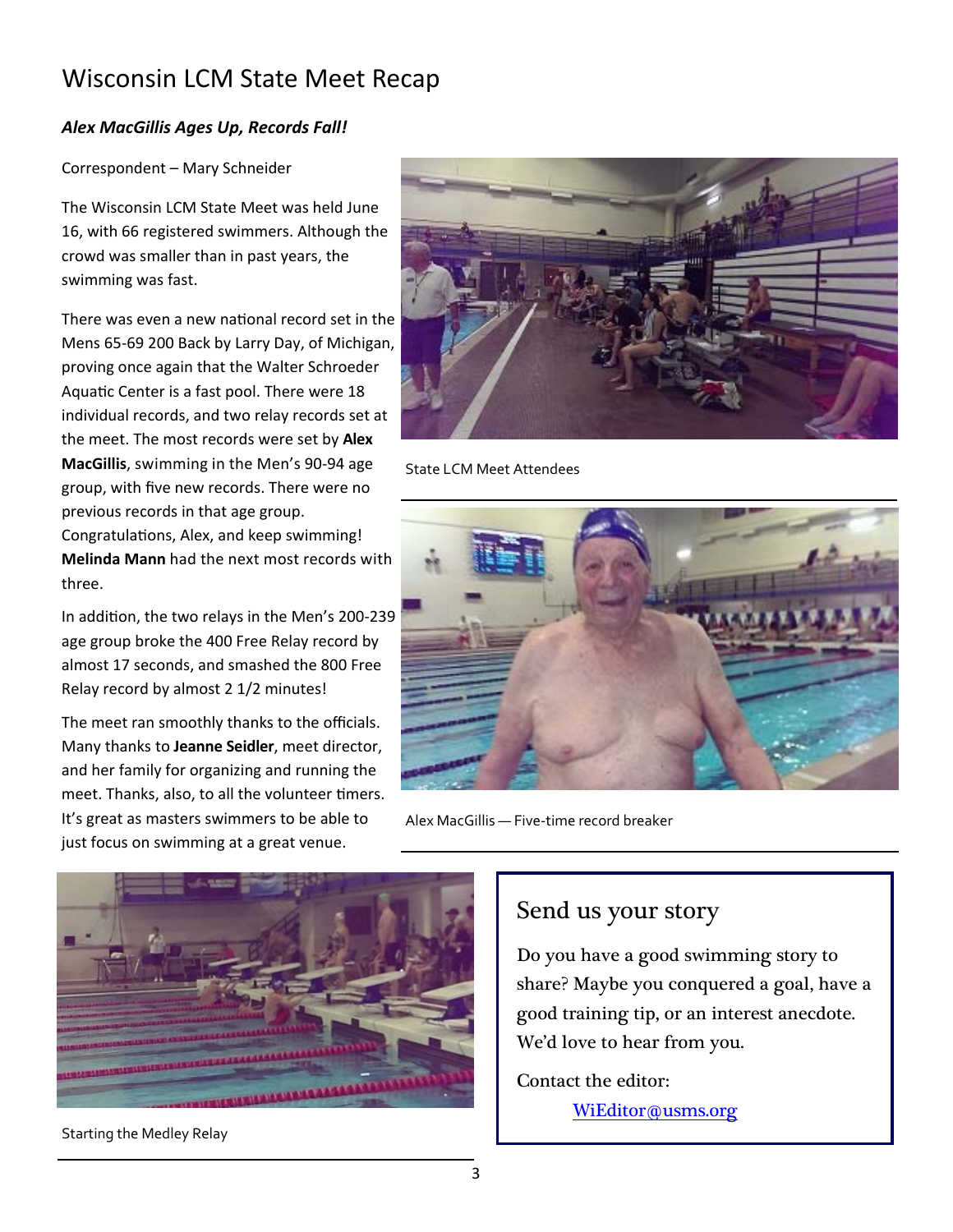# Wisconsin LCM State Meet Recap

***Alex MacGillis Ages Up, Records Fall!***

Correspondent – Mary Schneider

The Wisconsin LCM State Meet was held June 16, with 66 registered swimmers. Although the crowd was smaller than in past years, the swimming was fast.

There was even a new national record set in the Mens 65-69 200 Back by Larry Day, of Michigan, proving once again that the Walter Schroeder Aquatic Center is a fast pool. There were 18 individual records, and two relay records set at the meet. The most records were set by **Alex MacGillis**, swimming in the Men's 90-94 age group, with five new records. There were no previous records in that age group. Congratulations, Alex, and keep swimming! **Melinda Mann** had the next most records with three.

In addition, the two relays in the Men's 200-239 age group broke the 400 Free Relay record by almost 17 seconds, and smashed the 800 Free Relay record by almost 2 1/2 minutes!

The meet ran smoothly thanks to the officials. Many thanks to **Jeanne Seidler**, meet director, and her family for organizing and running the meet. Thanks, also, to all the volunteer timers. It's great as masters swimmers to be able to just focus on swimming at a great venue.

State LCM Meet Attendees

Alex MacGillis — Five-time record breaker

Starting the Medley Relay

## Send us your story

Do you have a good swimming story to share? Maybe you conquered a goal, have a good training tip, or an interest anecdote. We'd love to hear from you.

Contact the editor:

WiEditor@usms.org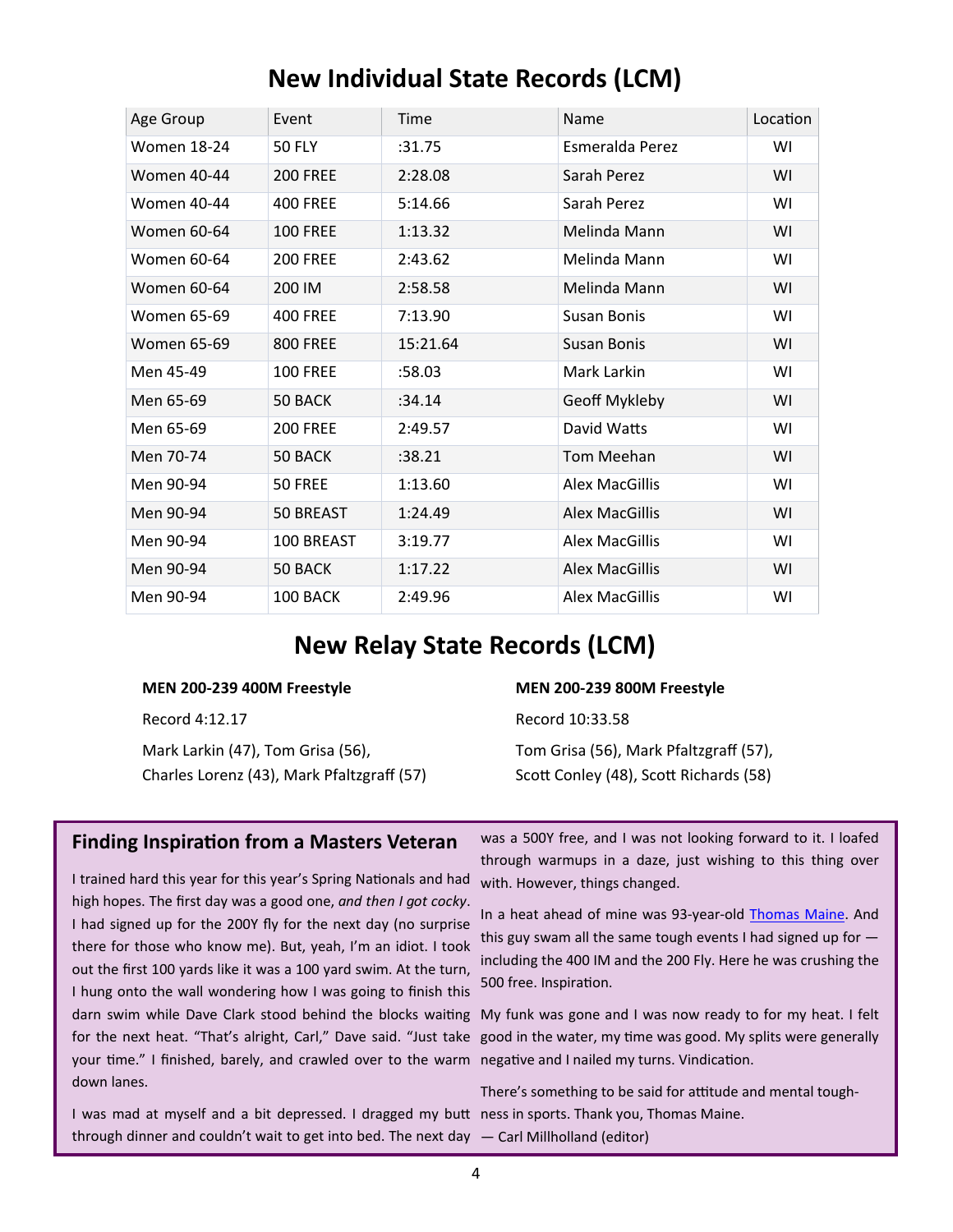# New Individual State Records (LCM)

| Age Group | Event | Time | Name | Location |
|---|---|---|---|---|
| Women 18-24 | 50 FLY | :31.75 | Esmeralda Perez | WI |
| Women 40-44 | 200 FREE | 2:28.08 | Sarah Perez | WI |
| Women 40-44 | 400 FREE | 5:14.66 | Sarah Perez | WI |
| Women 60-64 | 100 FREE | 1:13.32 | Melinda Mann | WI |
| Women 60-64 | 200 FREE | 2:43.62 | Melinda Mann | WI |
| Women 60-64 | 200 IM | 2:58.58 | Melinda Mann | WI |
| Women 65-69 | 400 FREE | 7:13.90 | Susan Bonis | WI |
| Women 65-69 | 800 FREE | 15:21.64 | Susan Bonis | WI |
| Men 45-49 | 100 FREE | :58.03 | Mark Larkin | WI |
| Men 65-69 | 50 BACK | :34.14 | Geoff Mykleby | WI |
| Men 65-69 | 200 FREE | 2:49.57 | David Watts | WI |
| Men 70-74 | 50 BACK | :38.21 | Tom Meehan | WI |
| Men 90-94 | 50 FREE | 1:13.60 | Alex MacGillis | WI |
| Men 90-94 | 50 BREAST | 1:24.49 | Alex MacGillis | WI |
| Men 90-94 | 100 BREAST | 3:19.77 | Alex MacGillis | WI |
| Men 90-94 | 50 BACK | 1:17.22 | Alex MacGillis | WI |
| Men 90-94 | 100 BACK | 2:49.96 | Alex MacGillis | WI |

# New Relay State Records (LCM)

**MEN 200-239 400M Freestyle**

Record 4:12.17

Mark Larkin (47), Tom Grisa (56), Charles Lorenz (43), Mark Pfaltzgraff (57)

**MEN 200-239 800M Freestyle**

Record 10:33.58

Tom Grisa (56), Mark Pfaltzgraff (57), Scott Conley (48), Scott Richards (58)

## Finding Inspiration from a Masters Veteran

I trained hard this year for this year's Spring Nationals and had high hopes. The first day was a good one, *and then I got cocky*. I had signed up for the 200Y fly for the next day (no surprise there for those who know me). But, yeah, I'm an idiot. I took out the first 100 yards like it was a 100 yard swim. At the turn, I hung onto the wall wondering how I was going to finish this darn swim while Dave Clark stood behind the blocks waiting for the next heat. "That's alright, Carl," Dave said. "Just take your time." I finished, barely, and crawled over to the warm down lanes.

I was mad at myself and a bit depressed. I dragged my butt through dinner and couldn't wait to get into bed. The next day was a 500Y free, and I was not looking forward to it. I loafed through warmups in a daze, just wishing to this thing over with. However, things changed.

In a heat ahead of mine was 93-year-old [Thomas Maine](). And this guy swam all the same tough events I had signed up for — including the 400 IM and the 200 Fly. Here he was crushing the 500 free. Inspiration.

My funk was gone and I was now ready to for my heat. I felt good in the water, my time was good. My splits were generally negative and I nailed my turns. Vindication.

There's something to be said for attitude and mental toughness in sports. Thank you, Thomas Maine.

— Carl Millholland (editor)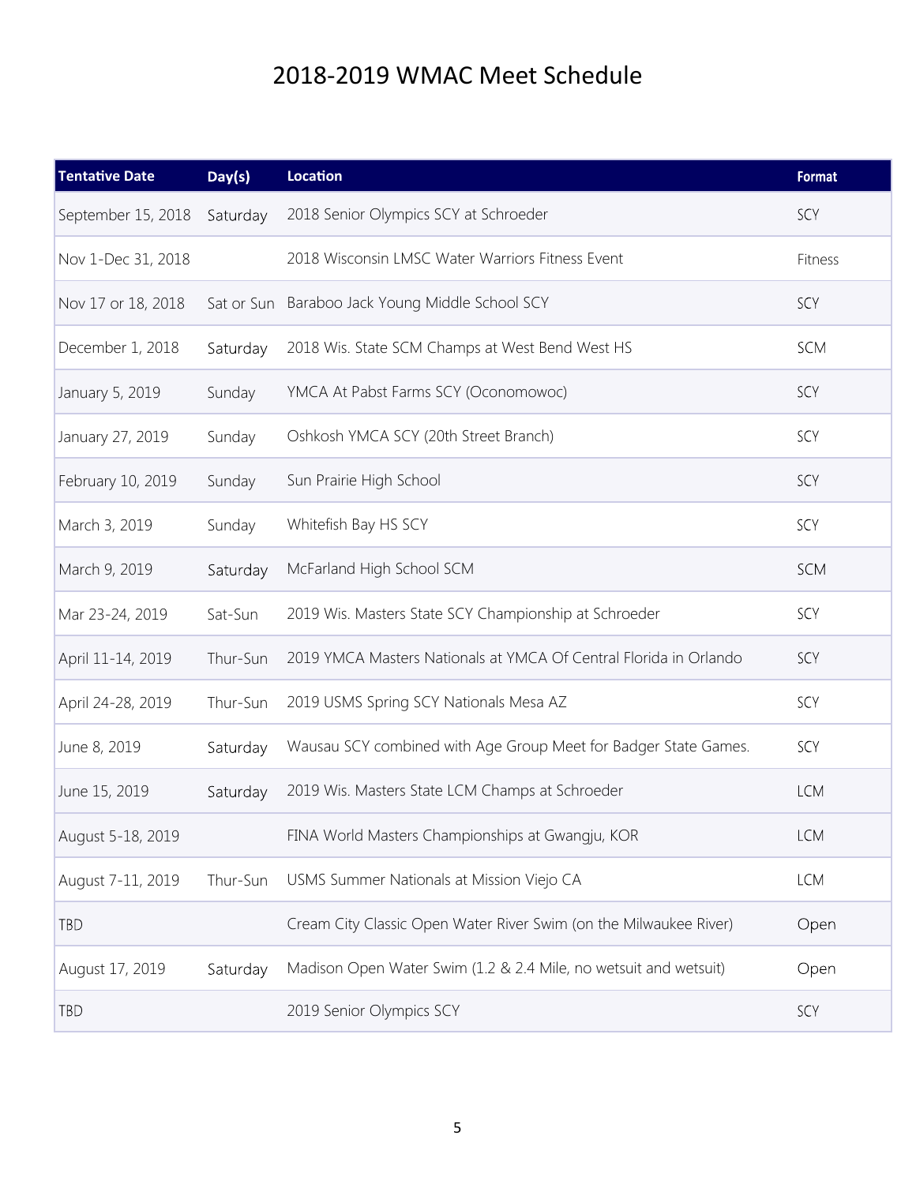# 2018-2019 WMAC Meet Schedule

| Tentative Date | Day(s) | Location | Format |
|---|---|---|---|
| September 15, 2018 | Saturday | 2018 Senior Olympics SCY at Schroeder | SCY |
| Nov 1-Dec 31, 2018 | | 2018 Wisconsin LMSC Water Warriors Fitness Event | Fitness |
| Nov 17 or 18, 2018 | Sat or Sun | Baraboo Jack Young Middle School SCY | SCY |
| December 1, 2018 | Saturday | 2018 Wis. State SCM Champs at West Bend West HS | SCM |
| January 5, 2019 | Sunday | YMCA At Pabst Farms SCY (Oconomowoc) | SCY |
| January 27, 2019 | Sunday | Oshkosh YMCA SCY (20th Street Branch) | SCY |
| February 10, 2019 | Sunday | Sun Prairie High School | SCY |
| March 3, 2019 | Sunday | Whitefish Bay HS SCY | SCY |
| March 9, 2019 | Saturday | McFarland High School SCM | SCM |
| Mar 23-24, 2019 | Sat-Sun | 2019 Wis. Masters State SCY Championship at Schroeder | SCY |
| April 11-14, 2019 | Thur-Sun | 2019 YMCA Masters Nationals at YMCA Of Central Florida in Orlando | SCY |
| April 24-28, 2019 | Thur-Sun | 2019 USMS Spring SCY Nationals Mesa AZ | SCY |
| June 8, 2019 | Saturday | Wausau SCY combined with Age Group Meet for Badger State Games. | SCY |
| June 15, 2019 | Saturday | 2019 Wis. Masters State LCM Champs at Schroeder | LCM |
| August 5-18, 2019 | | FINA World Masters Championships at Gwangju, KOR | LCM |
| August 7-11, 2019 | Thur-Sun | USMS Summer Nationals at Mission Viejo CA | LCM |
| TBD | | Cream City Classic Open Water River Swim (on the Milwaukee River) | Open |
| August 17, 2019 | Saturday | Madison Open Water Swim (1.2 & 2.4 Mile, no wetsuit and wetsuit) | Open |
| TBD | | 2019 Senior Olympics SCY | SCY |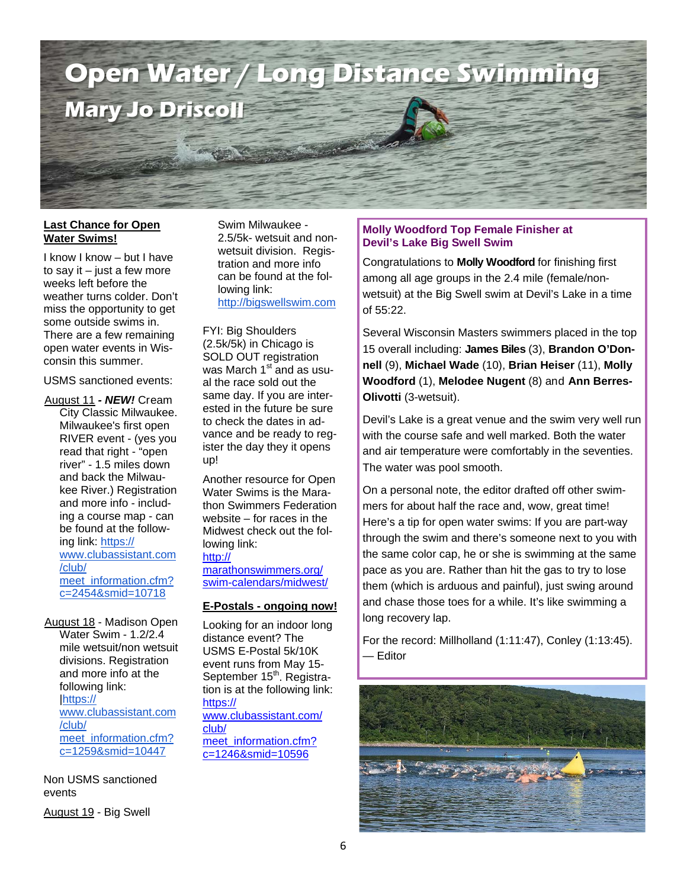# Open Water / Long Distance Swimming

## Mary Jo Driscoll

**Last Chance for Open Water Swims!**

I know I know – but I have to say it – just a few more weeks left before the weather turns colder. Don't miss the opportunity to get some outside swims in. There are a few remaining open water events in Wisconsin this summer.

USMS sanctioned events:

August 11 ***- NEW!*** Cream City Classic Milwaukee. Milwaukee's first open RIVER event - (yes you read that right - "open river" - 1.5 miles down and back the Milwaukee River.) Registration and more info - including a course map - can be found at the following link: https://www.clubassistant.com/club/meet_information.cfm?c=2454&smid=10718

August 18 - Madison Open Water Swim - 1.2/2.4 mile wetsuit/non wetsuit divisions. Registration and more info at the following link: |https://www.clubassistant.com/club/meet_information.cfm?c=1259&smid=10447

Non USMS sanctioned events

August 19 - Big Swell Swim Milwaukee - 2.5/5k- wetsuit and non-wetsuit division. Registration and more info can be found at the following link: http://bigswellswim.com

FYI: Big Shoulders (2.5k/5k) in Chicago is SOLD OUT registration was March 1st and as usual the race sold out the same day. If you are interested in the future be sure to check the dates in advance and be ready to register the day they it opens up!

Another resource for Open Water Swims is the Marathon Swimmers Federation website – for races in the Midwest check out the following link: http://marathonswimmers.org/swim-calendars/midwest/

**E-Postals - ongoing now!**

Looking for an indoor long distance event? The USMS E-Postal 5k/10K event runs from May 15-September 15th. Registration is at the following link: https://www.clubassistant.com/club/meet_information.cfm?c=1246&smid=10596

### Molly Woodford Top Female Finisher at Devil's Lake Big Swell Swim

Congratulations to **Molly Woodford** for finishing first among all age groups in the 2.4 mile (female/non-wetsuit) at the Big Swell swim at Devil's Lake in a time of 55:22.

Several Wisconsin Masters swimmers placed in the top 15 overall including: **James Biles** (3), **Brandon O'Donnell** (9), **Michael Wade** (10), **Brian Heiser** (11), **Molly Woodford** (1), **Melodee Nugent** (8) and **Ann Berres-Olivotti** (3-wetsuit).

Devil's Lake is a great venue and the swim very well run with the course safe and well marked. Both the water and air temperature were comfortably in the seventies. The water was pool smooth.

On a personal note, the editor drafted off other swimmers for about half the race and, wow, great time! Here's a tip for open water swims: If you are part-way through the swim and there's someone next to you with the same color cap, he or she is swimming at the same pace as you are. Rather than hit the gas to try to lose them (which is arduous and painful), just swing around and chase those toes for a while. It's like swimming a long recovery lap.

For the record: Millholland (1:11:47), Conley (1:13:45). — Editor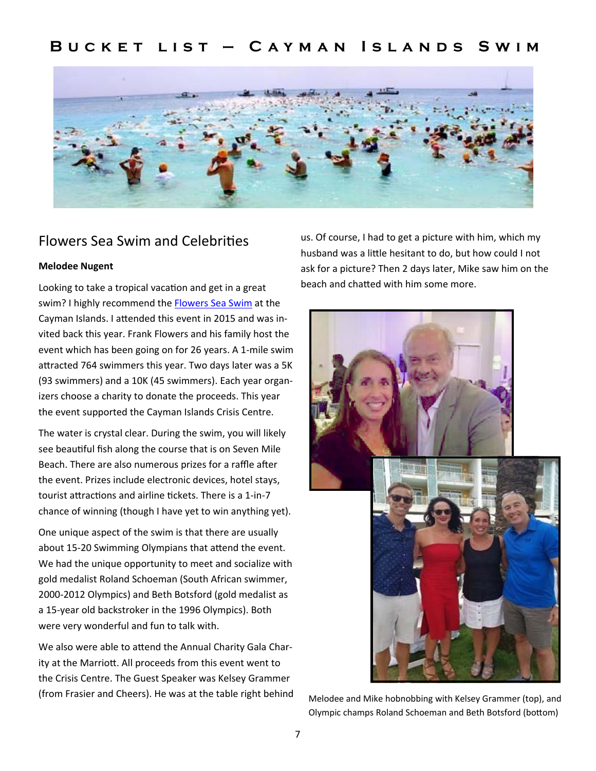# Bucket list – Cayman Islands Swim

## Flowers Sea Swim and Celebrities

**Melodee Nugent**

Looking to take a tropical vacation and get in a great swim? I highly recommend the [Flowers Sea Swim]() at the Cayman Islands. I attended this event in 2015 and was invited back this year. Frank Flowers and his family host the event which has been going on for 26 years. A 1-mile swim attracted 764 swimmers this year. Two days later was a 5K (93 swimmers) and a 10K (45 swimmers). Each year organizers choose a charity to donate the proceeds. This year the event supported the Cayman Islands Crisis Centre.

The water is crystal clear. During the swim, you will likely see beautiful fish along the course that is on Seven Mile Beach. There are also numerous prizes for a raffle after the event. Prizes include electronic devices, hotel stays, tourist attractions and airline tickets. There is a 1-in-7 chance of winning (though I have yet to win anything yet).

One unique aspect of the swim is that there are usually about 15-20 Swimming Olympians that attend the event. We had the unique opportunity to meet and socialize with gold medalist Roland Schoeman (South African swimmer, 2000-2012 Olympics) and Beth Botsford (gold medalist as a 15-year old backstroker in the 1996 Olympics). Both were very wonderful and fun to talk with.

We also were able to attend the Annual Charity Gala Charity at the Marriott. All proceeds from this event went to the Crisis Centre. The Guest Speaker was Kelsey Grammer (from Frasier and Cheers). He was at the table right behind us. Of course, I had to get a picture with him, which my husband was a little hesitant to do, but how could I not ask for a picture? Then 2 days later, Mike saw him on the beach and chatted with him some more.

Melodee and Mike hobnobbing with Kelsey Grammer (top), and Olympic champs Roland Schoeman and Beth Botsford (bottom)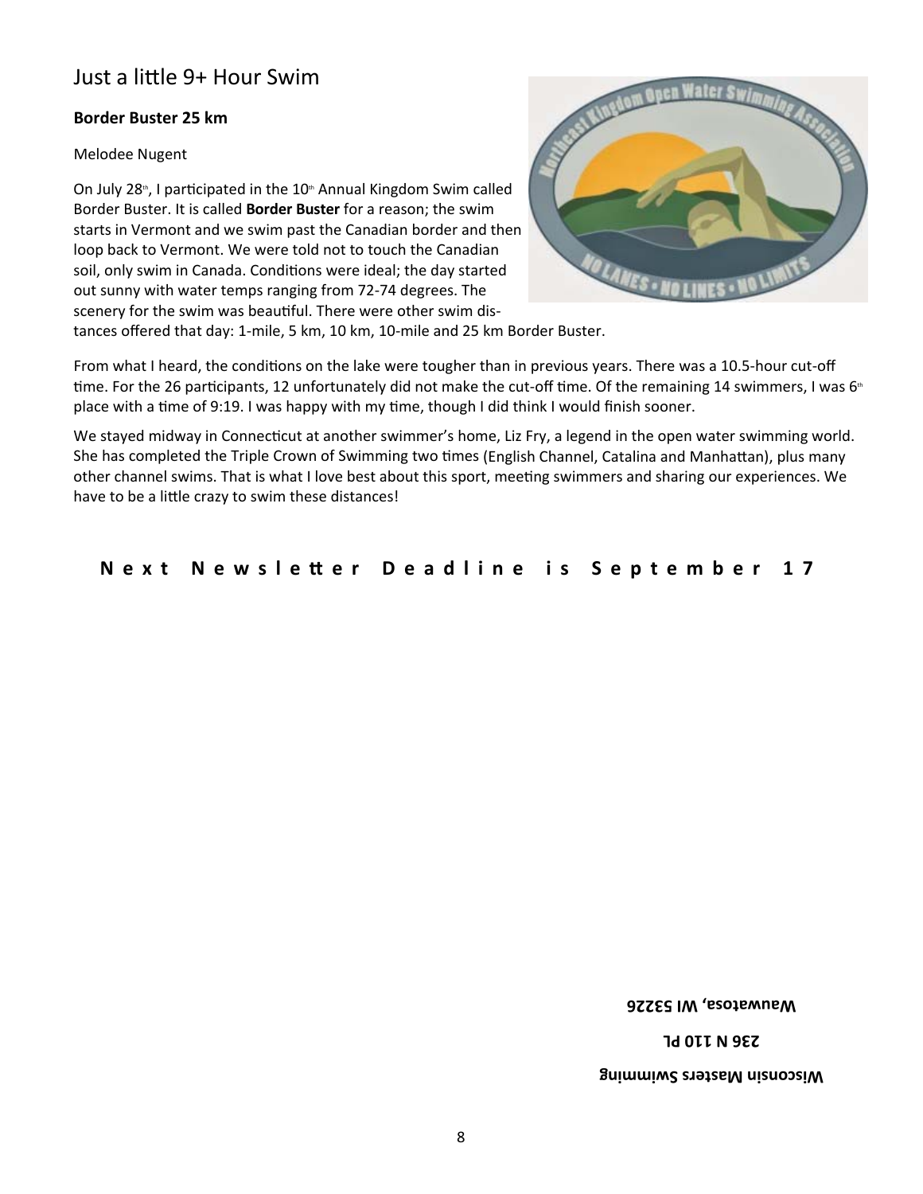## Just a little 9+ Hour Swim

### Border Buster 25 km

Melodee Nugent

On July 28th, I participated in the 10th Annual Kingdom Swim called Border Buster. It is called **Border Buster** for a reason; the swim starts in Vermont and we swim past the Canadian border and then loop back to Vermont. We were told not to touch the Canadian soil, only swim in Canada. Conditions were ideal; the day started out sunny with water temps ranging from 72-74 degrees. The scenery for the swim was beautiful. There were other swim distances offered that day: 1-mile, 5 km, 10 km, 10-mile and 25 km Border Buster.

From what I heard, the conditions on the lake were tougher than in previous years. There was a 10.5-hour cut-off time. For the 26 participants, 12 unfortunately did not make the cut-off time. Of the remaining 14 swimmers, I was 6th place with a time of 9:19. I was happy with my time, though I did think I would finish sooner.

We stayed midway in Connecticut at another swimmer's home, Liz Fry, a legend in the open water swimming world. She has completed the Triple Crown of Swimming two times (English Channel, Catalina and Manhattan), plus many other channel swims. That is what I love best about this sport, meeting swimmers and sharing our experiences. We have to be a little crazy to swim these distances!

**Next Newsletter Deadline is September 17**

**Wisconsin Masters Swimming**

**236 N 110 PL**

**Wauwatosa, WI 53226**